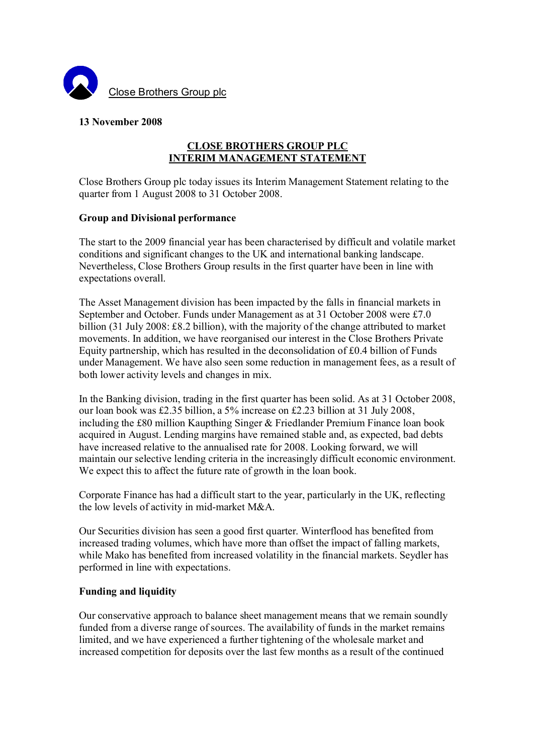Close Brothers Group plc

**13 November 2008**

## CLOSE BROTHERS GROUP PLC
## INTERIM MANAGEMENT STATEMENT

Close Brothers Group plc today issues its Interim Management Statement relating to the quarter from 1 August 2008 to 31 October 2008.

### Group and Divisional performance

The start to the 2009 financial year has been characterised by difficult and volatile market conditions and significant changes to the UK and international banking landscape. Nevertheless, Close Brothers Group results in the first quarter have been in line with expectations overall.

The Asset Management division has been impacted by the falls in financial markets in September and October. Funds under Management as at 31 October 2008 were £7.0 billion (31 July 2008: £8.2 billion), with the majority of the change attributed to market movements. In addition, we have reorganised our interest in the Close Brothers Private Equity partnership, which has resulted in the deconsolidation of £0.4 billion of Funds under Management. We have also seen some reduction in management fees, as a result of both lower activity levels and changes in mix.

In the Banking division, trading in the first quarter has been solid. As at 31 October 2008, our loan book was £2.35 billion, a 5% increase on £2.23 billion at 31 July 2008, including the £80 million Kaupthing Singer & Friedlander Premium Finance loan book acquired in August. Lending margins have remained stable and, as expected, bad debts have increased relative to the annualised rate for 2008. Looking forward, we will maintain our selective lending criteria in the increasingly difficult economic environment. We expect this to affect the future rate of growth in the loan book.

Corporate Finance has had a difficult start to the year, particularly in the UK, reflecting the low levels of activity in mid-market M&A.

Our Securities division has seen a good first quarter. Winterflood has benefited from increased trading volumes, which have more than offset the impact of falling markets, while Mako has benefited from increased volatility in the financial markets. Seydler has performed in line with expectations.

### Funding and liquidity

Our conservative approach to balance sheet management means that we remain soundly funded from a diverse range of sources. The availability of funds in the market remains limited, and we have experienced a further tightening of the wholesale market and increased competition for deposits over the last few months as a result of the continued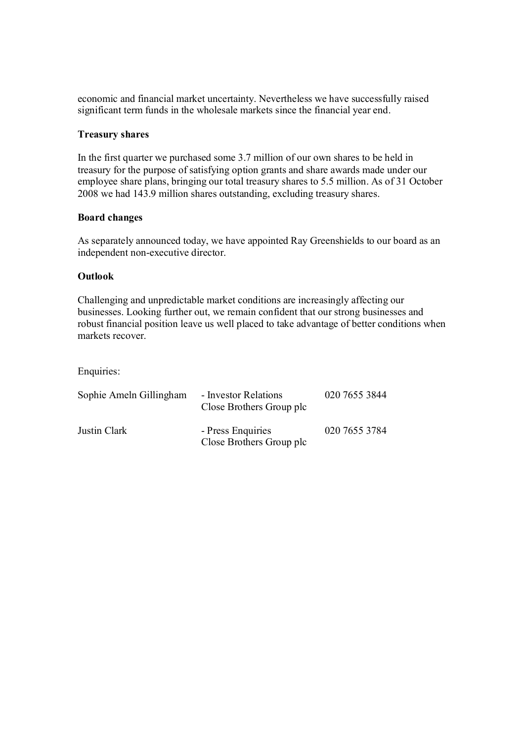economic and financial market uncertainty. Nevertheless we have successfully raised significant term funds in the wholesale markets since the financial year end.

**Treasury shares**

In the first quarter we purchased some 3.7 million of our own shares to be held in treasury for the purpose of satisfying option grants and share awards made under our employee share plans, bringing our total treasury shares to 5.5 million. As of 31 October 2008 we had 143.9 million shares outstanding, excluding treasury shares.

**Board changes**

As separately announced today, we have appointed Ray Greenshields to our board as an independent non-executive director.

**Outlook**

Challenging and unpredictable market conditions are increasingly affecting our businesses. Looking further out, we remain confident that our strong businesses and robust financial position leave us well placed to take advantage of better conditions when markets recover.

Enquiries:

| | | |
|---|---|---|
| Sophie Ameln Gillingham | - Investor Relations<br>Close Brothers Group plc | 020 7655 3844 |
| Justin Clark | - Press Enquiries<br>Close Brothers Group plc | 020 7655 3784 |